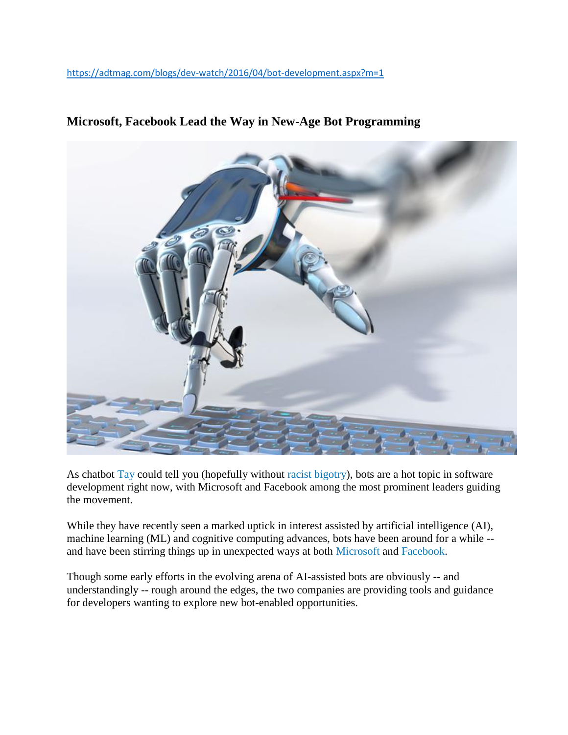https://adtmag.com/blogs/dev-watch/2016/04/bot-development.aspx?m=1

## Microsoft, Facebook Lead the Way in New-Age Bot Programming

As chatbot Tay could tell you (hopefully without racist bigotry), bots are a hot topic in software development right now, with Microsoft and Facebook among the most prominent leaders guiding the movement.

While they have recently seen a marked uptick in interest assisted by artificial intelligence (AI), machine learning (ML) and cognitive computing advances, bots have been around for a while -- and have been stirring things up in unexpected ways at both Microsoft and Facebook.

Though some early efforts in the evolving arena of AI-assisted bots are obviously -- and understandingly -- rough around the edges, the two companies are providing tools and guidance for developers wanting to explore new bot-enabled opportunities.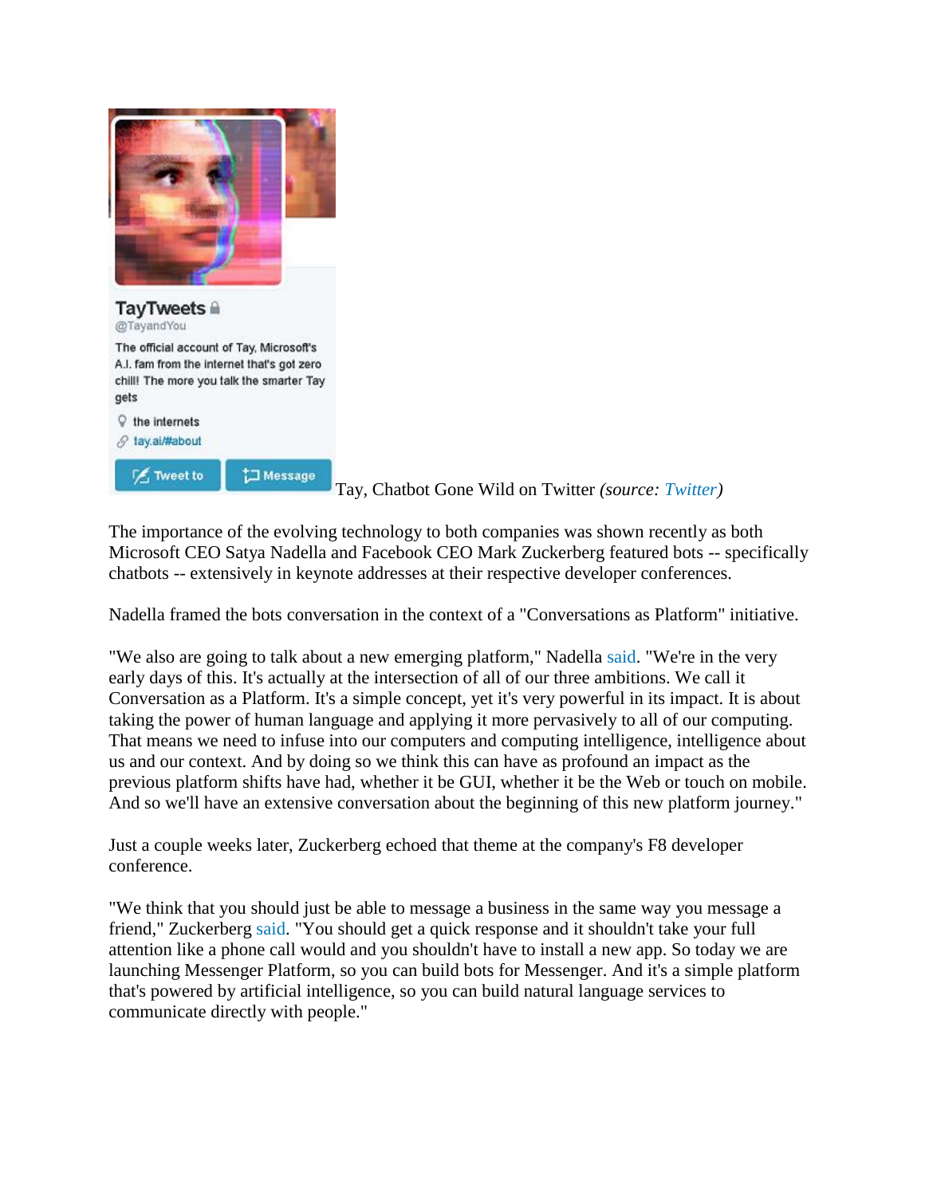Tay, Chatbot Gone Wild on Twitter *(source: Twitter)*

The importance of the evolving technology to both companies was shown recently as both Microsoft CEO Satya Nadella and Facebook CEO Mark Zuckerberg featured bots -- specifically chatbots -- extensively in keynote addresses at their respective developer conferences.

Nadella framed the bots conversation in the context of a "Conversations as Platform" initiative.

"We also are going to talk about a new emerging platform," Nadella said. "We're in the very early days of this. It's actually at the intersection of all of our three ambitions. We call it Conversation as a Platform. It's a simple concept, yet it's very powerful in its impact. It is about taking the power of human language and applying it more pervasively to all of our computing. That means we need to infuse into our computers and computing intelligence, intelligence about us and our context. And by doing so we think this can have as profound an impact as the previous platform shifts have had, whether it be GUI, whether it be the Web or touch on mobile. And so we'll have an extensive conversation about the beginning of this new platform journey."

Just a couple weeks later, Zuckerberg echoed that theme at the company's F8 developer conference.

"We think that you should just be able to message a business in the same way you message a friend," Zuckerberg said. "You should get a quick response and it shouldn't take your full attention like a phone call would and you shouldn't have to install a new app. So today we are launching Messenger Platform, so you can build bots for Messenger. And it's a simple platform that's powered by artificial intelligence, so you can build natural language services to communicate directly with people."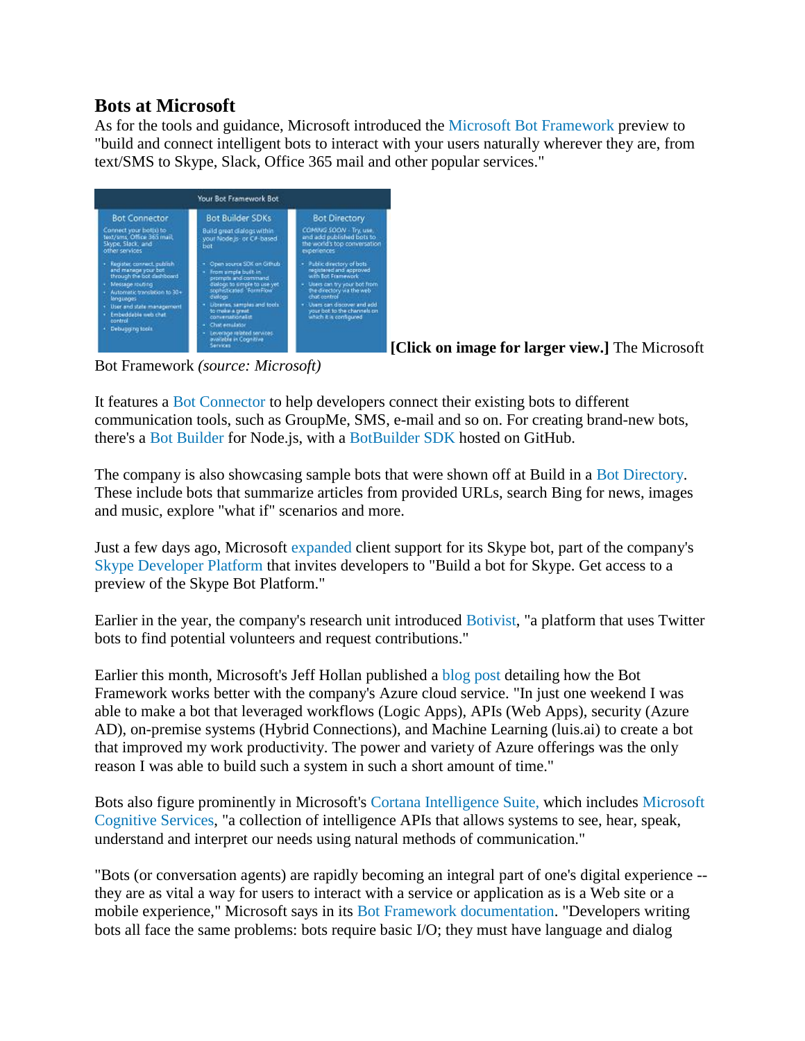## Bots at Microsoft

As for the tools and guidance, Microsoft introduced the Microsoft Bot Framework preview to "build and connect intelligent bots to interact with your users naturally wherever they are, from text/SMS to Skype, Slack, Office 365 mail and other popular services."

**[Click on image for larger view.]** The Microsoft Bot Framework *(source: Microsoft)*

It features a Bot Connector to help developers connect their existing bots to different communication tools, such as GroupMe, SMS, e-mail and so on. For creating brand-new bots, there's a Bot Builder for Node.js, with a BotBuilder SDK hosted on GitHub.

The company is also showcasing sample bots that were shown off at Build in a Bot Directory. These include bots that summarize articles from provided URLs, search Bing for news, images and music, explore "what if" scenarios and more.

Just a few days ago, Microsoft expanded client support for its Skype bot, part of the company's Skype Developer Platform that invites developers to "Build a bot for Skype. Get access to a preview of the Skype Bot Platform."

Earlier in the year, the company's research unit introduced Botivist, "a platform that uses Twitter bots to find potential volunteers and request contributions."

Earlier this month, Microsoft's Jeff Hollan published a blog post detailing how the Bot Framework works better with the company's Azure cloud service. "In just one weekend I was able to make a bot that leveraged workflows (Logic Apps), APIs (Web Apps), security (Azure AD), on-premise systems (Hybrid Connections), and Machine Learning (luis.ai) to create a bot that improved my work productivity. The power and variety of Azure offerings was the only reason I was able to build such a system in such a short amount of time."

Bots also figure prominently in Microsoft's Cortana Intelligence Suite, which includes Microsoft Cognitive Services, "a collection of intelligence APIs that allows systems to see, hear, speak, understand and interpret our needs using natural methods of communication."

"Bots (or conversation agents) are rapidly becoming an integral part of one's digital experience -- they are as vital a way for users to interact with a service or application as is a Web site or a mobile experience," Microsoft says in its Bot Framework documentation. "Developers writing bots all face the same problems: bots require basic I/O; they must have language and dialog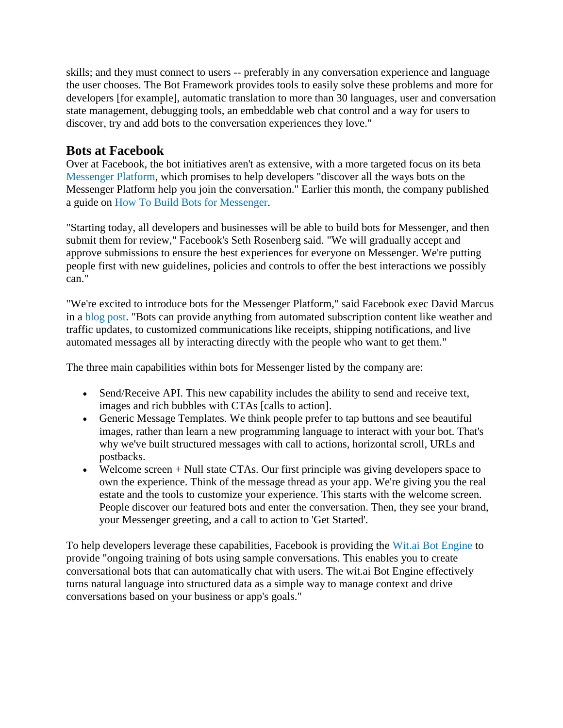skills; and they must connect to users -- preferably in any conversation experience and language the user chooses. The Bot Framework provides tools to easily solve these problems and more for developers [for example], automatic translation to more than 30 languages, user and conversation state management, debugging tools, an embeddable web chat control and a way for users to discover, try and add bots to the conversation experiences they love."

## Bots at Facebook

Over at Facebook, the bot initiatives aren't as extensive, with a more targeted focus on its beta Messenger Platform, which promises to help developers "discover all the ways bots on the Messenger Platform help you join the conversation." Earlier this month, the company published a guide on How To Build Bots for Messenger.

"Starting today, all developers and businesses will be able to build bots for Messenger, and then submit them for review," Facebook's Seth Rosenberg said. "We will gradually accept and approve submissions to ensure the best experiences for everyone on Messenger. We're putting people first with new guidelines, policies and controls to offer the best interactions we possibly can."

"We're excited to introduce bots for the Messenger Platform," said Facebook exec David Marcus in a blog post. "Bots can provide anything from automated subscription content like weather and traffic updates, to customized communications like receipts, shipping notifications, and live automated messages all by interacting directly with the people who want to get them."

The three main capabilities within bots for Messenger listed by the company are:

- Send/Receive API. This new capability includes the ability to send and receive text, images and rich bubbles with CTAs [calls to action].
- Generic Message Templates. We think people prefer to tap buttons and see beautiful images, rather than learn a new programming language to interact with your bot. That's why we've built structured messages with call to actions, horizontal scroll, URLs and postbacks.
- Welcome screen + Null state CTAs. Our first principle was giving developers space to own the experience. Think of the message thread as your app. We're giving you the real estate and the tools to customize your experience. This starts with the welcome screen. People discover our featured bots and enter the conversation. Then, they see your brand, your Messenger greeting, and a call to action to 'Get Started'.

To help developers leverage these capabilities, Facebook is providing the Wit.ai Bot Engine to provide "ongoing training of bots using sample conversations. This enables you to create conversational bots that can automatically chat with users. The wit.ai Bot Engine effectively turns natural language into structured data as a simple way to manage context and drive conversations based on your business or app's goals."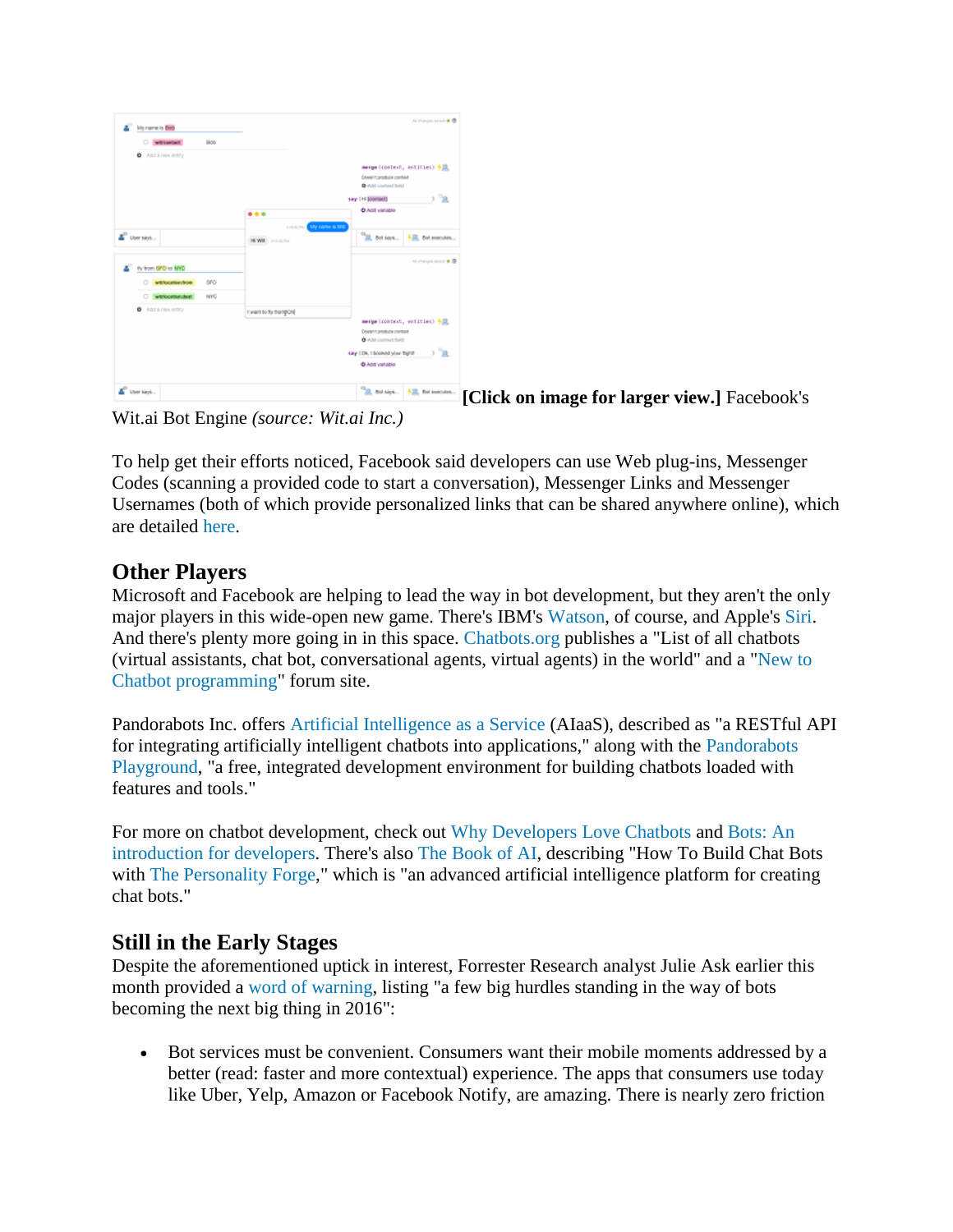**[Click on image for larger view.]** Facebook's Wit.ai Bot Engine *(source: Wit.ai Inc.)*

To help get their efforts noticed, Facebook said developers can use Web plug-ins, Messenger Codes (scanning a provided code to start a conversation), Messenger Links and Messenger Usernames (both of which provide personalized links that can be shared anywhere online), which are detailed here.

## Other Players

Microsoft and Facebook are helping to lead the way in bot development, but they aren't the only major players in this wide-open new game. There's IBM's Watson, of course, and Apple's Siri. And there's plenty more going in in this space. Chatbots.org publishes a "List of all chatbots (virtual assistants, chat bot, conversational agents, virtual agents) in the world" and a "New to Chatbot programming" forum site.

Pandorabots Inc. offers Artificial Intelligence as a Service (AIaaS), described as "a RESTful API for integrating artificially intelligent chatbots into applications," along with the Pandorabots Playground, "a free, integrated development environment for building chatbots loaded with features and tools."

For more on chatbot development, check out Why Developers Love Chatbots and Bots: An introduction for developers. There's also The Book of AI, describing "How To Build Chat Bots with The Personality Forge," which is "an advanced artificial intelligence platform for creating chat bots."

## Still in the Early Stages

Despite the aforementioned uptick in interest, Forrester Research analyst Julie Ask earlier this month provided a word of warning, listing "a few big hurdles standing in the way of bots becoming the next big thing in 2016":

- Bot services must be convenient. Consumers want their mobile moments addressed by a better (read: faster and more contextual) experience. The apps that consumers use today like Uber, Yelp, Amazon or Facebook Notify, are amazing. There is nearly zero friction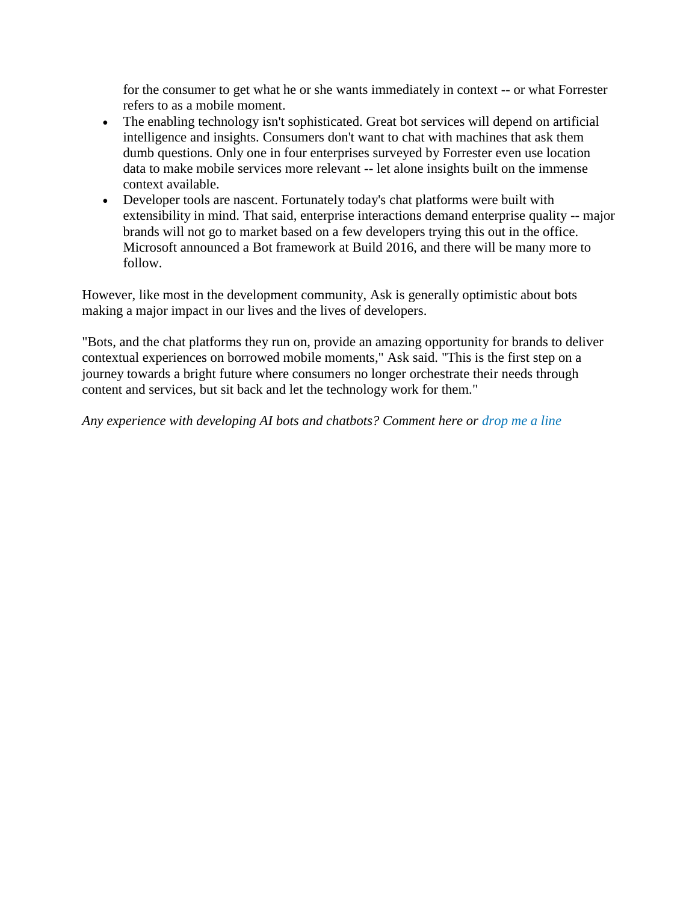for the consumer to get what he or she wants immediately in context -- or what Forrester refers to as a mobile moment.

- The enabling technology isn't sophisticated. Great bot services will depend on artificial intelligence and insights. Consumers don't want to chat with machines that ask them dumb questions. Only one in four enterprises surveyed by Forrester even use location data to make mobile services more relevant -- let alone insights built on the immense context available.
- Developer tools are nascent. Fortunately today's chat platforms were built with extensibility in mind. That said, enterprise interactions demand enterprise quality -- major brands will not go to market based on a few developers trying this out in the office. Microsoft announced a Bot framework at Build 2016, and there will be many more to follow.

However, like most in the development community, Ask is generally optimistic about bots making a major impact in our lives and the lives of developers.

"Bots, and the chat platforms they run on, provide an amazing opportunity for brands to deliver contextual experiences on borrowed mobile moments," Ask said. "This is the first step on a journey towards a bright future where consumers no longer orchestrate their needs through content and services, but sit back and let the technology work for them."

*Any experience with developing AI bots and chatbots? Comment here or drop me a line*